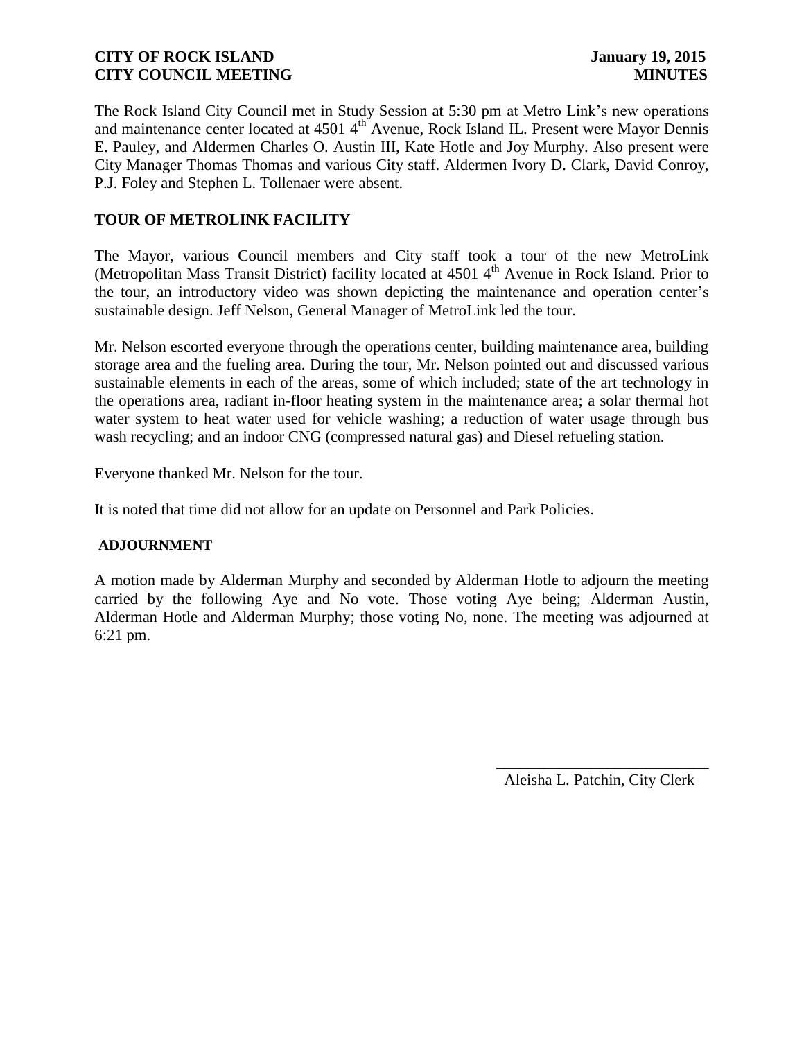**CITY OF ROCK ISLAND** **January 19, 2015**
**CITY COUNCIL MEETING** **MINUTES**

The Rock Island City Council met in Study Session at 5:30 pm at Metro Link's new operations and maintenance center located at 4501 4th Avenue, Rock Island IL. Present were Mayor Dennis E. Pauley, and Aldermen Charles O. Austin III, Kate Hotle and Joy Murphy. Also present were City Manager Thomas Thomas and various City staff. Aldermen Ivory D. Clark, David Conroy, P.J. Foley and Stephen L. Tollenaer were absent.

## TOUR OF METROLINK FACILITY

The Mayor, various Council members and City staff took a tour of the new MetroLink (Metropolitan Mass Transit District) facility located at 4501 4th Avenue in Rock Island. Prior to the tour, an introductory video was shown depicting the maintenance and operation center's sustainable design. Jeff Nelson, General Manager of MetroLink led the tour.

Mr. Nelson escorted everyone through the operations center, building maintenance area, building storage area and the fueling area. During the tour, Mr. Nelson pointed out and discussed various sustainable elements in each of the areas, some of which included; state of the art technology in the operations area, radiant in-floor heating system in the maintenance area; a solar thermal hot water system to heat water used for vehicle washing; a reduction of water usage through bus wash recycling; and an indoor CNG (compressed natural gas) and Diesel refueling station.

Everyone thanked Mr. Nelson for the tour.

It is noted that time did not allow for an update on Personnel and Park Policies.

## ADJOURNMENT

A motion made by Alderman Murphy and seconded by Alderman Hotle to adjourn the meeting carried by the following Aye and No vote. Those voting Aye being; Alderman Austin, Alderman Hotle and Alderman Murphy; those voting No, none. The meeting was adjourned at 6:21 pm.

\_\_\_\_\_\_\_\_\_\_\_\_\_\_\_\_\_\_\_\_\_\_\_\_\_\_\_\_

Aleisha L. Patchin, City Clerk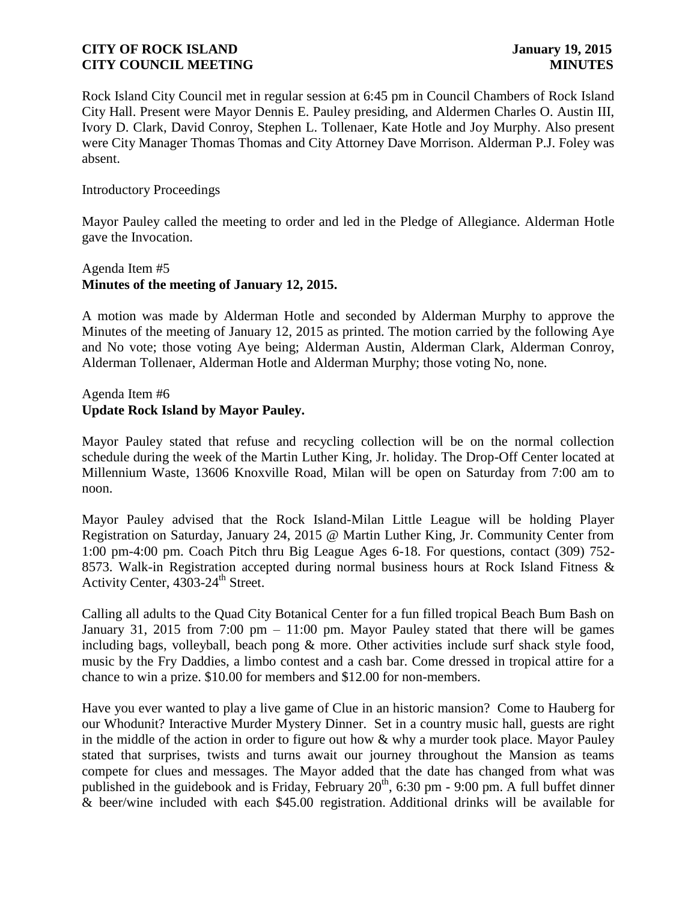Rock Island City Council met in regular session at 6:45 pm in Council Chambers of Rock Island City Hall. Present were Mayor Dennis E. Pauley presiding, and Aldermen Charles O. Austin III, Ivory D. Clark, David Conroy, Stephen L. Tollenaer, Kate Hotle and Joy Murphy. Also present were City Manager Thomas Thomas and City Attorney Dave Morrison. Alderman P.J. Foley was absent.

Introductory Proceedings

Mayor Pauley called the meeting to order and led in the Pledge of Allegiance. Alderman Hotle gave the Invocation.

Agenda Item #5
**Minutes of the meeting of January 12, 2015.**

A motion was made by Alderman Hotle and seconded by Alderman Murphy to approve the Minutes of the meeting of January 12, 2015 as printed. The motion carried by the following Aye and No vote; those voting Aye being; Alderman Austin, Alderman Clark, Alderman Conroy, Alderman Tollenaer, Alderman Hotle and Alderman Murphy; those voting No, none.

Agenda Item #6
**Update Rock Island by Mayor Pauley.**

Mayor Pauley stated that refuse and recycling collection will be on the normal collection schedule during the week of the Martin Luther King, Jr. holiday. The Drop-Off Center located at Millennium Waste, 13606 Knoxville Road, Milan will be open on Saturday from 7:00 am to noon.

Mayor Pauley advised that the Rock Island-Milan Little League will be holding Player Registration on Saturday, January 24, 2015 @ Martin Luther King, Jr. Community Center from 1:00 pm-4:00 pm. Coach Pitch thru Big League Ages 6-18. For questions, contact (309) 752-8573. Walk-in Registration accepted during normal business hours at Rock Island Fitness & Activity Center, 4303-24th Street.

Calling all adults to the Quad City Botanical Center for a fun filled tropical Beach Bum Bash on January 31, 2015 from 7:00 pm – 11:00 pm. Mayor Pauley stated that there will be games including bags, volleyball, beach pong & more. Other activities include surf shack style food, music by the Fry Daddies, a limbo contest and a cash bar. Come dressed in tropical attire for a chance to win a prize. $10.00 for members and $12.00 for non-members.

Have you ever wanted to play a live game of Clue in an historic mansion? Come to Hauberg for our Whodunit? Interactive Murder Mystery Dinner. Set in a country music hall, guests are right in the middle of the action in order to figure out how & why a murder took place. Mayor Pauley stated that surprises, twists and turns await our journey throughout the Mansion as teams compete for clues and messages. The Mayor added that the date has changed from what was published in the guidebook and is Friday, February 20th, 6:30 pm - 9:00 pm. A full buffet dinner & beer/wine included with each $45.00 registration. Additional drinks will be available for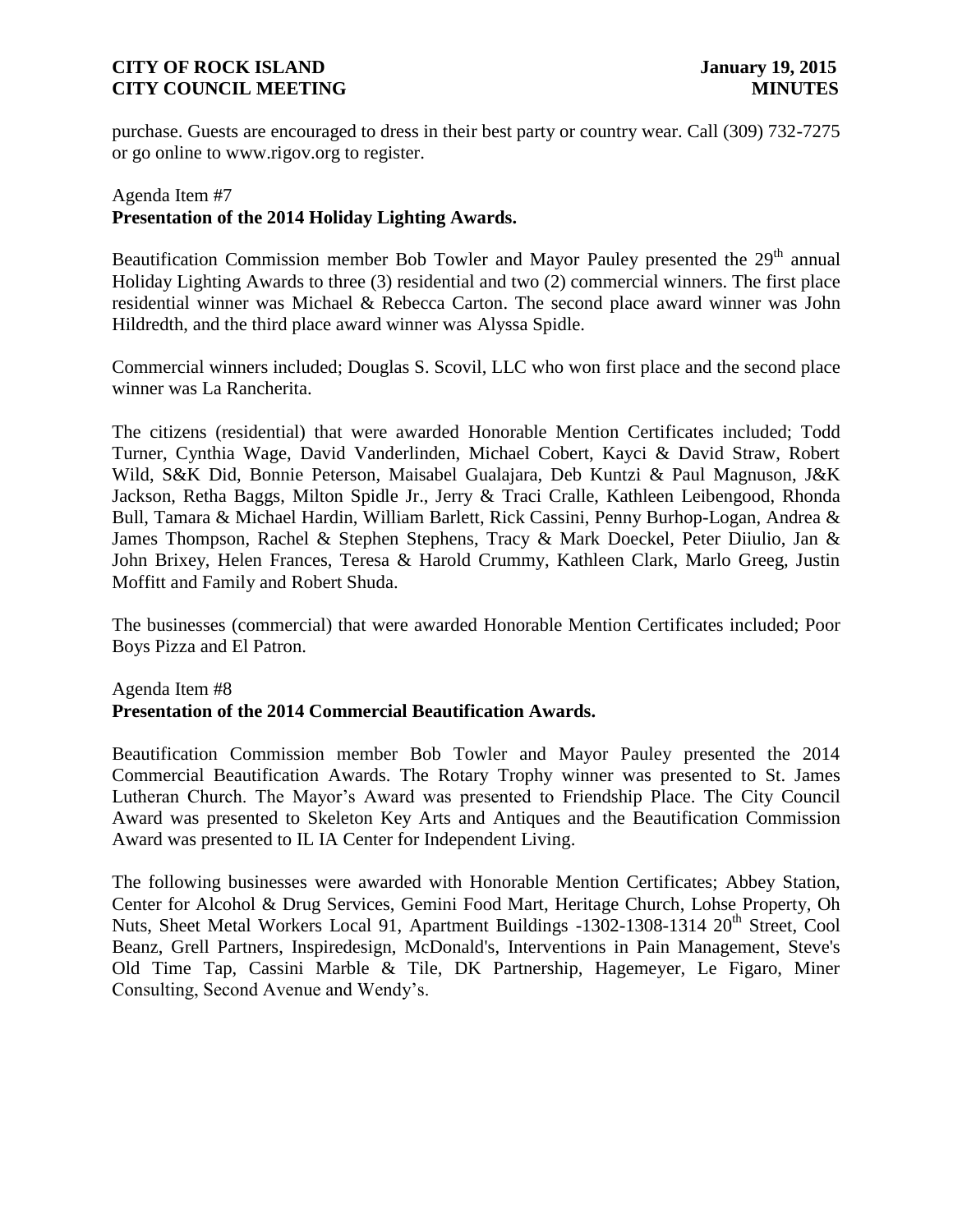purchase. Guests are encouraged to dress in their best party or country wear. Call (309) 732-7275 or go online to www.rigov.org to register.

Agenda Item #7
**Presentation of the 2014 Holiday Lighting Awards.**

Beautification Commission member Bob Towler and Mayor Pauley presented the 29th annual Holiday Lighting Awards to three (3) residential and two (2) commercial winners. The first place residential winner was Michael & Rebecca Carton. The second place award winner was John Hildredth, and the third place award winner was Alyssa Spidle.

Commercial winners included; Douglas S. Scovil, LLC who won first place and the second place winner was La Rancherita.

The citizens (residential) that were awarded Honorable Mention Certificates included; Todd Turner, Cynthia Wage, David Vanderlinden, Michael Cobert, Kayci & David Straw, Robert Wild, S&K Did, Bonnie Peterson, Maisabel Gualajara, Deb Kuntzi & Paul Magnuson, J&K Jackson, Retha Baggs, Milton Spidle Jr., Jerry & Traci Cralle, Kathleen Leibengood, Rhonda Bull, Tamara & Michael Hardin, William Barlett, Rick Cassini, Penny Burhop-Logan, Andrea & James Thompson, Rachel & Stephen Stephens, Tracy & Mark Doeckel, Peter Diiulio, Jan & John Brixey, Helen Frances, Teresa & Harold Crummy, Kathleen Clark, Marlo Greeg, Justin Moffitt and Family and Robert Shuda.

The businesses (commercial) that were awarded Honorable Mention Certificates included; Poor Boys Pizza and El Patron.

Agenda Item #8
**Presentation of the 2014 Commercial Beautification Awards.**

Beautification Commission member Bob Towler and Mayor Pauley presented the 2014 Commercial Beautification Awards. The Rotary Trophy winner was presented to St. James Lutheran Church. The Mayor's Award was presented to Friendship Place. The City Council Award was presented to Skeleton Key Arts and Antiques and the Beautification Commission Award was presented to IL IA Center for Independent Living.

The following businesses were awarded with Honorable Mention Certificates; Abbey Station, Center for Alcohol & Drug Services, Gemini Food Mart, Heritage Church, Lohse Property, Oh Nuts, Sheet Metal Workers Local 91, Apartment Buildings -1302-1308-1314 20th Street, Cool Beanz, Grell Partners, Inspiredesign, McDonald's, Interventions in Pain Management, Steve's Old Time Tap, Cassini Marble & Tile, DK Partnership, Hagemeyer, Le Figaro, Miner Consulting, Second Avenue and Wendy's.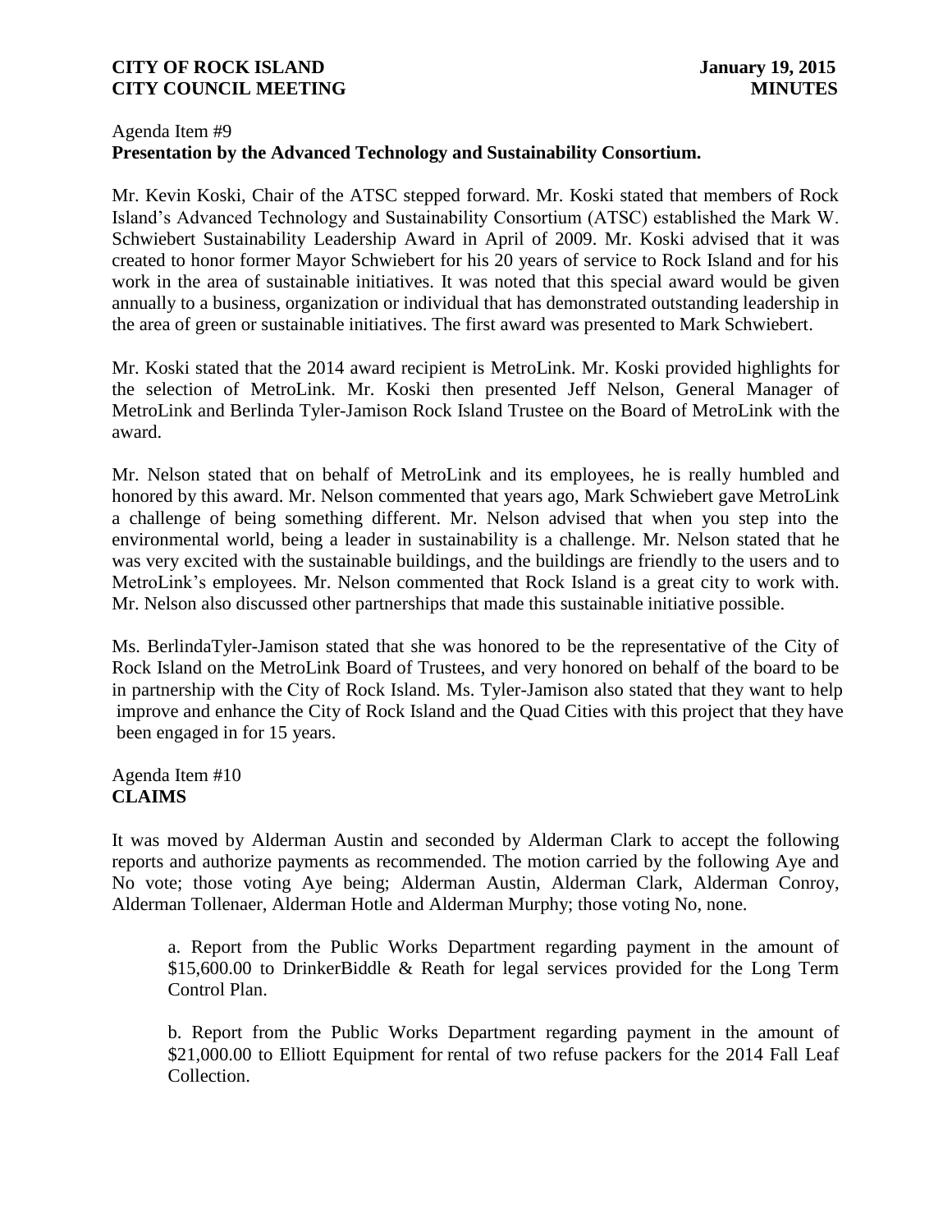Agenda Item #9
**Presentation by the Advanced Technology and Sustainability Consortium.**

Mr. Kevin Koski, Chair of the ATSC stepped forward. Mr. Koski stated that members of Rock Island's Advanced Technology and Sustainability Consortium (ATSC) established the Mark W. Schwiebert Sustainability Leadership Award in April of 2009. Mr. Koski advised that it was created to honor former Mayor Schwiebert for his 20 years of service to Rock Island and for his work in the area of sustainable initiatives. It was noted that this special award would be given annually to a business, organization or individual that has demonstrated outstanding leadership in the area of green or sustainable initiatives. The first award was presented to Mark Schwiebert.

Mr. Koski stated that the 2014 award recipient is MetroLink. Mr. Koski provided highlights for the selection of MetroLink. Mr. Koski then presented Jeff Nelson, General Manager of MetroLink and Berlinda Tyler-Jamison Rock Island Trustee on the Board of MetroLink with the award.

Mr. Nelson stated that on behalf of MetroLink and its employees, he is really humbled and honored by this award. Mr. Nelson commented that years ago, Mark Schwiebert gave MetroLink a challenge of being something different. Mr. Nelson advised that when you step into the environmental world, being a leader in sustainability is a challenge. Mr. Nelson stated that he was very excited with the sustainable buildings, and the buildings are friendly to the users and to MetroLink's employees. Mr. Nelson commented that Rock Island is a great city to work with. Mr. Nelson also discussed other partnerships that made this sustainable initiative possible.

Ms. BerlindaTyler-Jamison stated that she was honored to be the representative of the City of Rock Island on the MetroLink Board of Trustees, and very honored on behalf of the board to be in partnership with the City of Rock Island. Ms. Tyler-Jamison also stated that they want to help improve and enhance the City of Rock Island and the Quad Cities with this project that they have been engaged in for 15 years.

Agenda Item #10
**CLAIMS**

It was moved by Alderman Austin and seconded by Alderman Clark to accept the following reports and authorize payments as recommended. The motion carried by the following Aye and No vote; those voting Aye being; Alderman Austin, Alderman Clark, Alderman Conroy, Alderman Tollenaer, Alderman Hotle and Alderman Murphy; those voting No, none.

a. Report from the Public Works Department regarding payment in the amount of $15,600.00 to DrinkerBiddle & Reath for legal services provided for the Long Term Control Plan.

b. Report from the Public Works Department regarding payment in the amount of $21,000.00 to Elliott Equipment for rental of two refuse packers for the 2014 Fall Leaf Collection.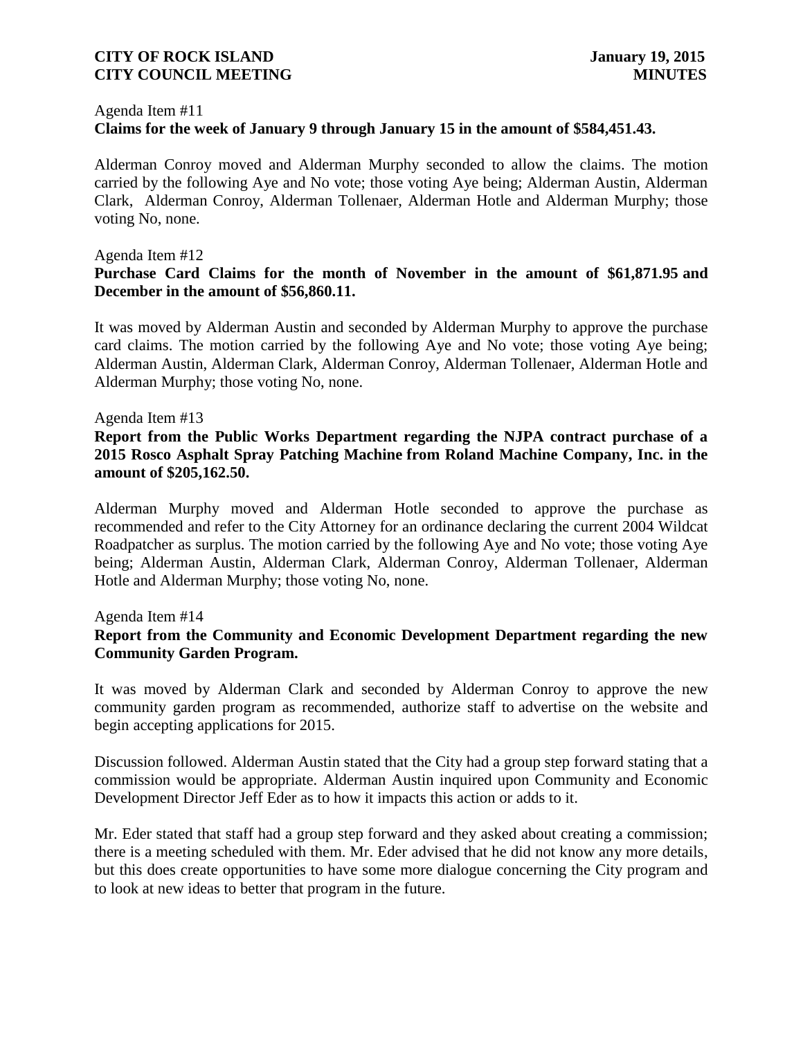Agenda Item #11
**Claims for the week of January 9 through January 15 in the amount of $584,451.43.**

Alderman Conroy moved and Alderman Murphy seconded to allow the claims. The motion carried by the following Aye and No vote; those voting Aye being; Alderman Austin, Alderman Clark, Alderman Conroy, Alderman Tollenaer, Alderman Hotle and Alderman Murphy; those voting No, none.

Agenda Item #12
**Purchase Card Claims for the month of November in the amount of $61,871.95 and December in the amount of $56,860.11.**

It was moved by Alderman Austin and seconded by Alderman Murphy to approve the purchase card claims. The motion carried by the following Aye and No vote; those voting Aye being; Alderman Austin, Alderman Clark, Alderman Conroy, Alderman Tollenaer, Alderman Hotle and Alderman Murphy; those voting No, none.

Agenda Item #13
**Report from the Public Works Department regarding the NJPA contract purchase of a 2015 Rosco Asphalt Spray Patching Machine from Roland Machine Company, Inc. in the amount of $205,162.50.**

Alderman Murphy moved and Alderman Hotle seconded to approve the purchase as recommended and refer to the City Attorney for an ordinance declaring the current 2004 Wildcat Roadpatcher as surplus. The motion carried by the following Aye and No vote; those voting Aye being; Alderman Austin, Alderman Clark, Alderman Conroy, Alderman Tollenaer, Alderman Hotle and Alderman Murphy; those voting No, none.

Agenda Item #14
**Report from the Community and Economic Development Department regarding the new Community Garden Program.**

It was moved by Alderman Clark and seconded by Alderman Conroy to approve the new community garden program as recommended, authorize staff to advertise on the website and begin accepting applications for 2015.

Discussion followed. Alderman Austin stated that the City had a group step forward stating that a commission would be appropriate. Alderman Austin inquired upon Community and Economic Development Director Jeff Eder as to how it impacts this action or adds to it.

Mr. Eder stated that staff had a group step forward and they asked about creating a commission; there is a meeting scheduled with them. Mr. Eder advised that he did not know any more details, but this does create opportunities to have some more dialogue concerning the City program and to look at new ideas to better that program in the future.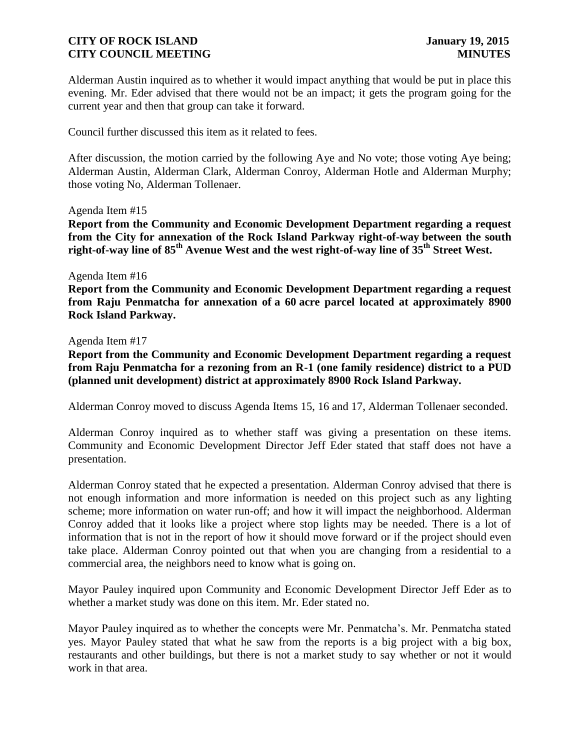Alderman Austin inquired as to whether it would impact anything that would be put in place this evening. Mr. Eder advised that there would not be an impact; it gets the program going for the current year and then that group can take it forward.

Council further discussed this item as it related to fees.

After discussion, the motion carried by the following Aye and No vote; those voting Aye being; Alderman Austin, Alderman Clark, Alderman Conroy, Alderman Hotle and Alderman Murphy; those voting No, Alderman Tollenaer.

Agenda Item #15

**Report from the Community and Economic Development Department regarding a request from the City for annexation of the Rock Island Parkway right-of-way between the south right-of-way line of 85th Avenue West and the west right-of-way line of 35th Street West.**

Agenda Item #16

**Report from the Community and Economic Development Department regarding a request from Raju Penmatcha for annexation of a 60 acre parcel located at approximately 8900 Rock Island Parkway.**

Agenda Item #17

**Report from the Community and Economic Development Department regarding a request from Raju Penmatcha for a rezoning from an R-1 (one family residence) district to a PUD (planned unit development) district at approximately 8900 Rock Island Parkway.**

Alderman Conroy moved to discuss Agenda Items 15, 16 and 17, Alderman Tollenaer seconded.

Alderman Conroy inquired as to whether staff was giving a presentation on these items. Community and Economic Development Director Jeff Eder stated that staff does not have a presentation.

Alderman Conroy stated that he expected a presentation. Alderman Conroy advised that there is not enough information and more information is needed on this project such as any lighting scheme; more information on water run-off; and how it will impact the neighborhood. Alderman Conroy added that it looks like a project where stop lights may be needed. There is a lot of information that is not in the report of how it should move forward or if the project should even take place. Alderman Conroy pointed out that when you are changing from a residential to a commercial area, the neighbors need to know what is going on.

Mayor Pauley inquired upon Community and Economic Development Director Jeff Eder as to whether a market study was done on this item. Mr. Eder stated no.

Mayor Pauley inquired as to whether the concepts were Mr. Penmatcha's. Mr. Penmatcha stated yes. Mayor Pauley stated that what he saw from the reports is a big project with a big box, restaurants and other buildings, but there is not a market study to say whether or not it would work in that area.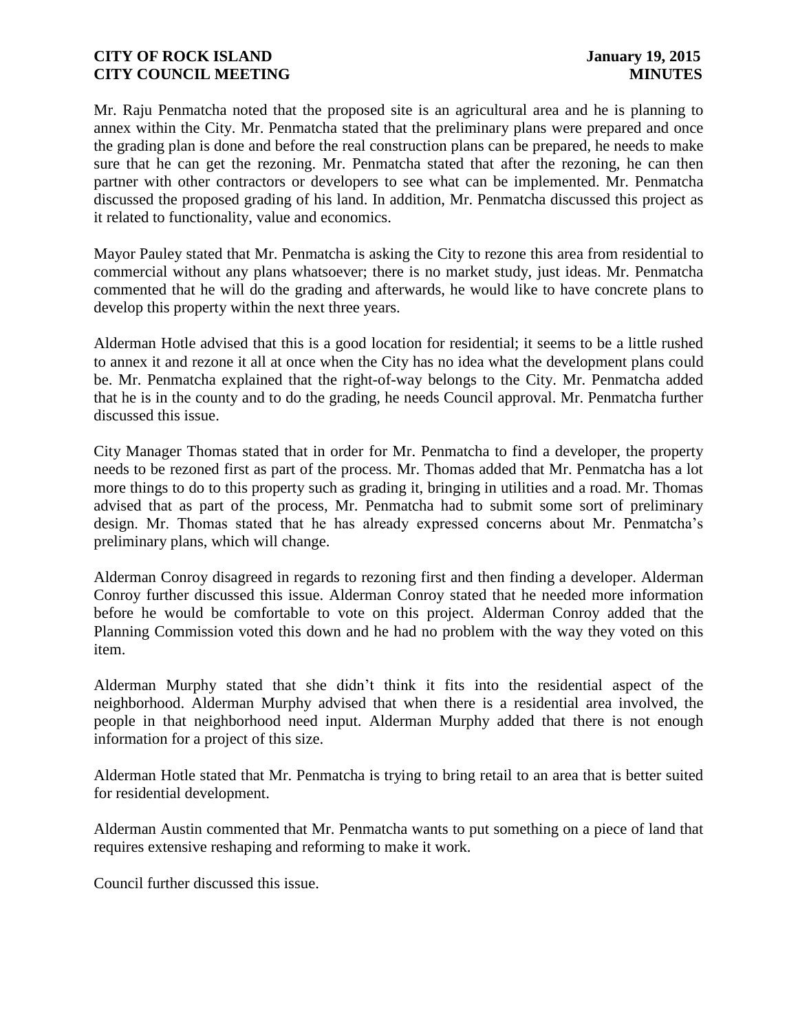Mr. Raju Penmatcha noted that the proposed site is an agricultural area and he is planning to annex within the City. Mr. Penmatcha stated that the preliminary plans were prepared and once the grading plan is done and before the real construction plans can be prepared, he needs to make sure that he can get the rezoning. Mr. Penmatcha stated that after the rezoning, he can then partner with other contractors or developers to see what can be implemented. Mr. Penmatcha discussed the proposed grading of his land. In addition, Mr. Penmatcha discussed this project as it related to functionality, value and economics.

Mayor Pauley stated that Mr. Penmatcha is asking the City to rezone this area from residential to commercial without any plans whatsoever; there is no market study, just ideas. Mr. Penmatcha commented that he will do the grading and afterwards, he would like to have concrete plans to develop this property within the next three years.

Alderman Hotle advised that this is a good location for residential; it seems to be a little rushed to annex it and rezone it all at once when the City has no idea what the development plans could be. Mr. Penmatcha explained that the right-of-way belongs to the City. Mr. Penmatcha added that he is in the county and to do the grading, he needs Council approval. Mr. Penmatcha further discussed this issue.

City Manager Thomas stated that in order for Mr. Penmatcha to find a developer, the property needs to be rezoned first as part of the process. Mr. Thomas added that Mr. Penmatcha has a lot more things to do to this property such as grading it, bringing in utilities and a road. Mr. Thomas advised that as part of the process, Mr. Penmatcha had to submit some sort of preliminary design. Mr. Thomas stated that he has already expressed concerns about Mr. Penmatcha's preliminary plans, which will change.

Alderman Conroy disagreed in regards to rezoning first and then finding a developer. Alderman Conroy further discussed this issue. Alderman Conroy stated that he needed more information before he would be comfortable to vote on this project. Alderman Conroy added that the Planning Commission voted this down and he had no problem with the way they voted on this item.

Alderman Murphy stated that she didn't think it fits into the residential aspect of the neighborhood. Alderman Murphy advised that when there is a residential area involved, the people in that neighborhood need input. Alderman Murphy added that there is not enough information for a project of this size.

Alderman Hotle stated that Mr. Penmatcha is trying to bring retail to an area that is better suited for residential development.

Alderman Austin commented that Mr. Penmatcha wants to put something on a piece of land that requires extensive reshaping and reforming to make it work.

Council further discussed this issue.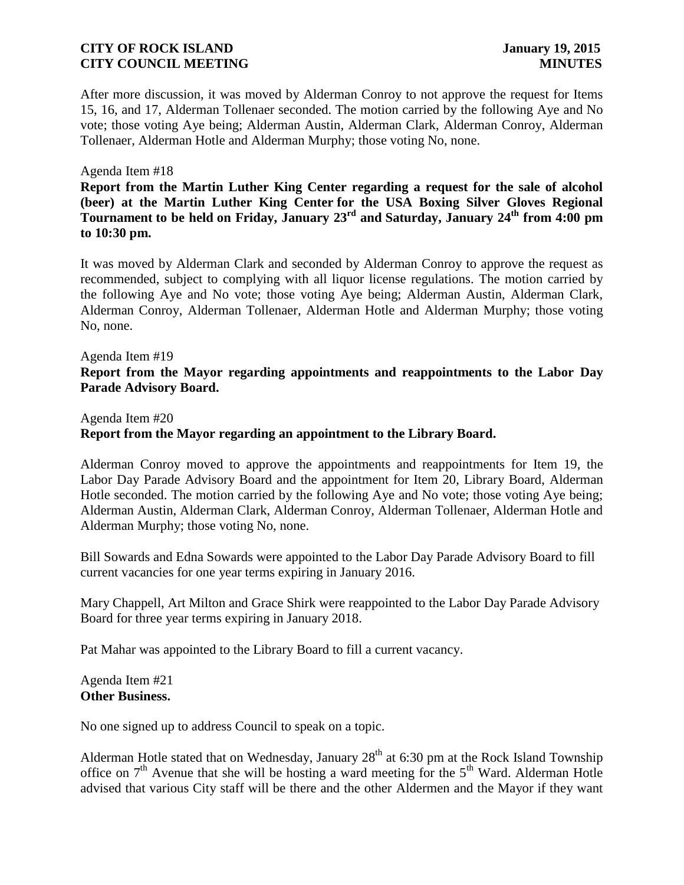After more discussion, it was moved by Alderman Conroy to not approve the request for Items 15, 16, and 17, Alderman Tollenaer seconded. The motion carried by the following Aye and No vote; those voting Aye being; Alderman Austin, Alderman Clark, Alderman Conroy, Alderman Tollenaer, Alderman Hotle and Alderman Murphy; those voting No, none.

Agenda Item #18

**Report from the Martin Luther King Center regarding a request for the sale of alcohol (beer) at the Martin Luther King Center for the USA Boxing Silver Gloves Regional Tournament to be held on Friday, January 23rd and Saturday, January 24th from 4:00 pm to 10:30 pm.**

It was moved by Alderman Clark and seconded by Alderman Conroy to approve the request as recommended, subject to complying with all liquor license regulations. The motion carried by the following Aye and No vote; those voting Aye being; Alderman Austin, Alderman Clark, Alderman Conroy, Alderman Tollenaer, Alderman Hotle and Alderman Murphy; those voting No, none.

Agenda Item #19

**Report from the Mayor regarding appointments and reappointments to the Labor Day Parade Advisory Board.**

Agenda Item #20

**Report from the Mayor regarding an appointment to the Library Board.**

Alderman Conroy moved to approve the appointments and reappointments for Item 19, the Labor Day Parade Advisory Board and the appointment for Item 20, Library Board, Alderman Hotle seconded. The motion carried by the following Aye and No vote; those voting Aye being; Alderman Austin, Alderman Clark, Alderman Conroy, Alderman Tollenaer, Alderman Hotle and Alderman Murphy; those voting No, none.

Bill Sowards and Edna Sowards were appointed to the Labor Day Parade Advisory Board to fill current vacancies for one year terms expiring in January 2016.

Mary Chappell, Art Milton and Grace Shirk were reappointed to the Labor Day Parade Advisory Board for three year terms expiring in January 2018.

Pat Mahar was appointed to the Library Board to fill a current vacancy.

Agenda Item #21

**Other Business.**

No one signed up to address Council to speak on a topic.

Alderman Hotle stated that on Wednesday, January 28th at 6:30 pm at the Rock Island Township office on 7th Avenue that she will be hosting a ward meeting for the 5th Ward. Alderman Hotle advised that various City staff will be there and the other Aldermen and the Mayor if they want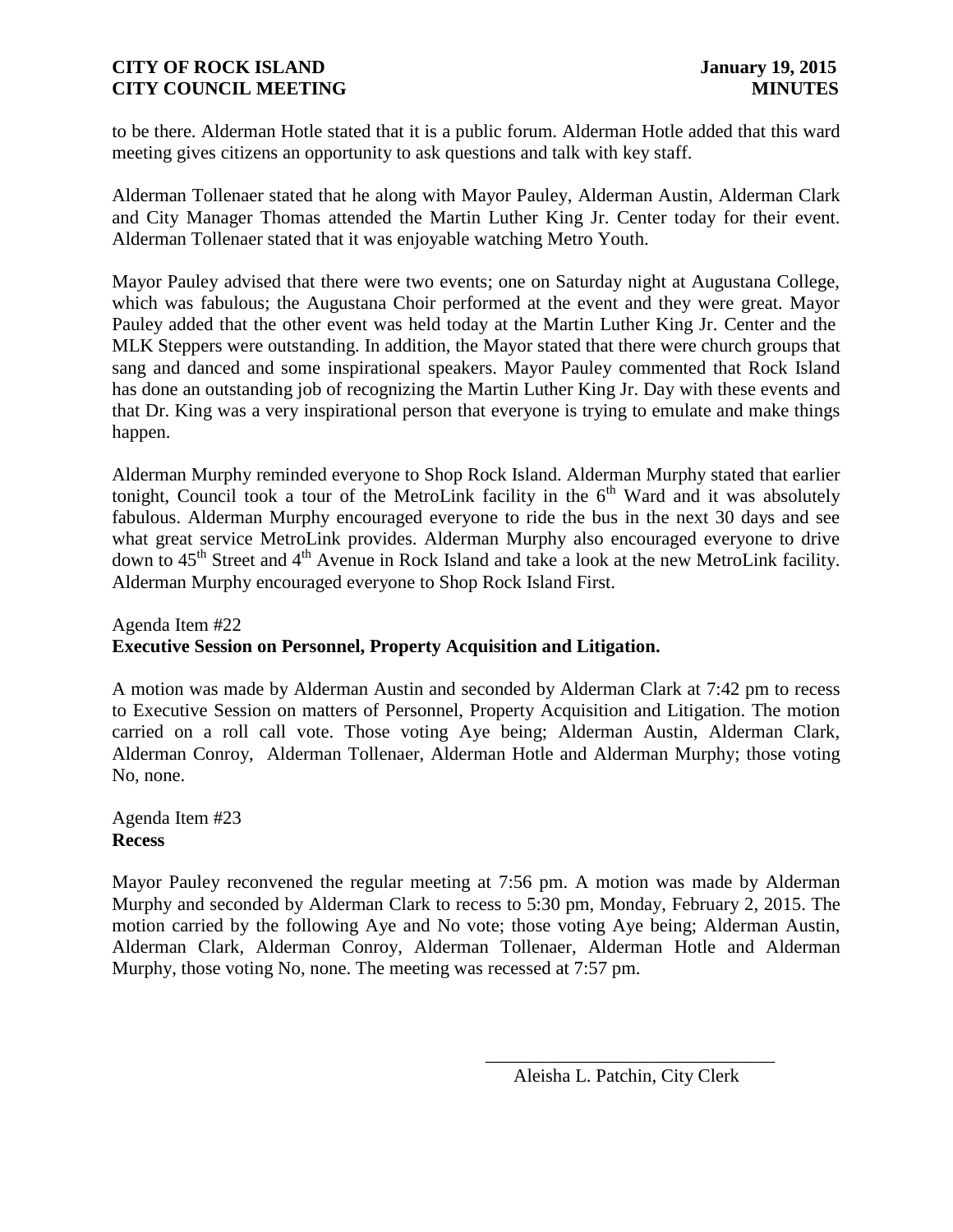to be there. Alderman Hotle stated that it is a public forum. Alderman Hotle added that this ward meeting gives citizens an opportunity to ask questions and talk with key staff.

Alderman Tollenaer stated that he along with Mayor Pauley, Alderman Austin, Alderman Clark and City Manager Thomas attended the Martin Luther King Jr. Center today for their event. Alderman Tollenaer stated that it was enjoyable watching Metro Youth.

Mayor Pauley advised that there were two events; one on Saturday night at Augustana College, which was fabulous; the Augustana Choir performed at the event and they were great. Mayor Pauley added that the other event was held today at the Martin Luther King Jr. Center and the MLK Steppers were outstanding. In addition, the Mayor stated that there were church groups that sang and danced and some inspirational speakers. Mayor Pauley commented that Rock Island has done an outstanding job of recognizing the Martin Luther King Jr. Day with these events and that Dr. King was a very inspirational person that everyone is trying to emulate and make things happen.

Alderman Murphy reminded everyone to Shop Rock Island. Alderman Murphy stated that earlier tonight, Council took a tour of the MetroLink facility in the 6th Ward and it was absolutely fabulous. Alderman Murphy encouraged everyone to ride the bus in the next 30 days and see what great service MetroLink provides. Alderman Murphy also encouraged everyone to drive down to 45th Street and 4th Avenue in Rock Island and take a look at the new MetroLink facility. Alderman Murphy encouraged everyone to Shop Rock Island First.

Agenda Item #22
**Executive Session on Personnel, Property Acquisition and Litigation.**

A motion was made by Alderman Austin and seconded by Alderman Clark at 7:42 pm to recess to Executive Session on matters of Personnel, Property Acquisition and Litigation. The motion carried on a roll call vote. Those voting Aye being; Alderman Austin, Alderman Clark, Alderman Conroy, Alderman Tollenaer, Alderman Hotle and Alderman Murphy; those voting No, none.

Agenda Item #23
**Recess**

Mayor Pauley reconvened the regular meeting at 7:56 pm. A motion was made by Alderman Murphy and seconded by Alderman Clark to recess to 5:30 pm, Monday, February 2, 2015. The motion carried by the following Aye and No vote; those voting Aye being; Alderman Austin, Alderman Clark, Alderman Conroy, Alderman Tollenaer, Alderman Hotle and Alderman Murphy, those voting No, none. The meeting was recessed at 7:57 pm.

\_\_\_\_\_\_\_\_\_\_\_\_\_\_\_\_\_\_\_\_\_\_\_\_\_\_\_\_\_\_\_\_
Aleisha L. Patchin, City Clerk